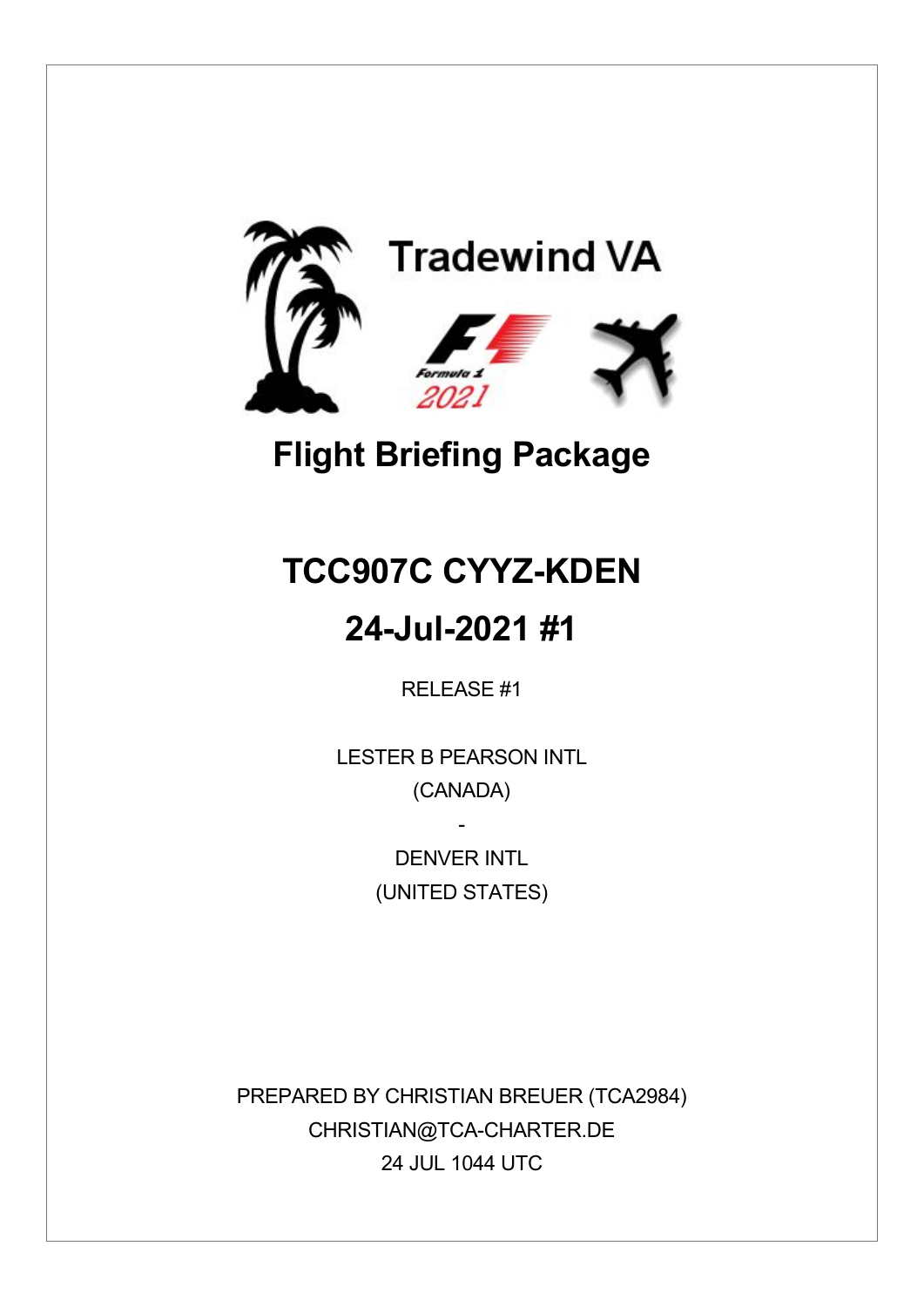Tradewind VA

Formula 1 2021

# Flight Briefing Package

# TCC907C CYYZ-KDEN

# 24-Jul-2021 #1

RELEASE #1

LESTER B PEARSON INTL

(CANADA)

-

DENVER INTL

(UNITED STATES)

PREPARED BY CHRISTIAN BREUER (TCA2984)

CHRISTIAN@TCA-CHARTER.DE

24 JUL 1044 UTC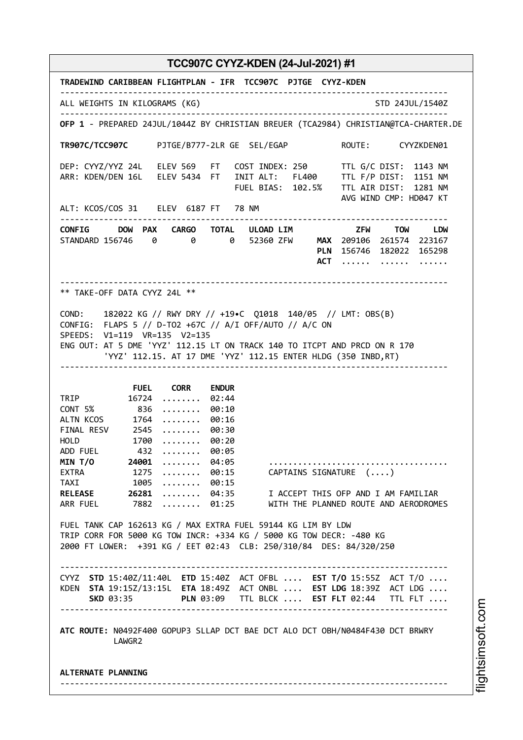# TCC907C CYYZ-KDEN (24-Jul-2021) #1

**TRADEWIND CARIBBEAN FLIGHTPLAN - IFR TCC907C PJTGE CYYZ-KDEN**

```
--------------------------------------------------------------------------------
ALL WEIGHTS IN KILOGRAMS (KG)                                      STD 24JUL/1540Z
--------------------------------------------------------------------------------
OFP 1 - PREPARED 24JUL/1044Z BY CHRISTIAN BREUER (TCA2984) CHRISTIAN@TCA-CHARTER.DE

TR907C/TCC907C      PJTGE/B777-2LR GE  SEL/EGAP          ROUTE:      CYYZKDEN01

DEP: CYYZ/YYZ 24L   ELEV 569   FT   COST INDEX: 250      TTL G/C DIST:  1143 NM
ARR: KDEN/DEN 16L   ELEV 5434  FT   INIT ALT:   FL400    TTL F/P DIST:  1151 NM
                                    FUEL BIAS:  102.5%   TTL AIR DIST:  1281 NM
                                                         AVG WIND CMP: HD047 KT
ALT: KCOS/COS 31    ELEV  6187 FT   78 NM
--------------------------------------------------------------------------------
CONFIG      DOW  PAX   CARGO   TOTAL   ULOAD LIM            ZFW     TOW     LDW
STANDARD 156746    0       0       0   52360 ZFW    MAX  209106  261574  223167
                                                    PLN  156746  182022  165298
                                                    ACT  ......  ......  ......

--------------------------------------------------------------------------------
** TAKE-OFF DATA CYYZ 24L **

COND:    182022 KG // RWY DRY // +19•C  Q1018  140/05  // LMT: OBS(B)
CONFIG:  FLAPS 5 // D-TO2 +67C // A/I OFF/AUTO // A/C ON
SPEEDS:  V1=119  VR=135  V2=135
ENG OUT: AT 5 DME 'YYZ' 112.15 LT ON TRACK 140 TO ITCPT AND PRCD ON R 170
         'YYZ' 112.15. AT 17 DME 'YYZ' 112.15 ENTER HLDG (350 INBD,RT)
--------------------------------------------------------------------------------

               FUEL    CORR    ENDUR
TRIP          16724  ........  02:44
CONT 5%         836  ........  00:10
ALTN KCOS      1764  ........  00:16
FINAL RESV     2545  ........  00:30
HOLD           1700  ........  00:20
ADD FUEL        432  ........  00:05
MIN T/O       24001  ........  04:05       ....................................
EXTRA          1275  ........  00:15       CAPTAINS SIGNATURE  (....)
TAXI           1005  ........  00:15
RELEASE       26281  ........  04:35       I ACCEPT THIS OFP AND I AM FAMILIAR
ARR FUEL       7882  ........  01:25       WITH THE PLANNED ROUTE AND AERODROMES

FUEL TANK CAP 162613 KG / MAX EXTRA FUEL 59144 KG LIM BY LDW
TRIP CORR FOR 5000 KG TOW INCR: +334 KG / 5000 KG TOW DECR: -480 KG
2000 FT LOWER:  +391 KG / EET 02:43  CLB: 250/310/84  DES: 84/320/250

--------------------------------------------------------------------------------
CYYZ  STD 15:40Z/11:40L  ETD 15:40Z  ACT OFBL ....  EST T/O 15:55Z  ACT T/O ....
KDEN  STA 19:15Z/13:15L  ETA 18:49Z  ACT ONBL ....  EST LDG 18:39Z  ACT LDG ....
      SKD 03:35          PLN 03:09   TTL BLCK ....  EST FLT 02:44   TTL FLT ....
--------------------------------------------------------------------------------

ATC ROUTE: N0492F400 GOPUP3 SLLAP DCT BAE DCT ALO DCT OBH/N0484F430 DCT BRWRY
           LAWGR2


ALTERNATE PLANNING
--------------------------------------------------------------------------------
```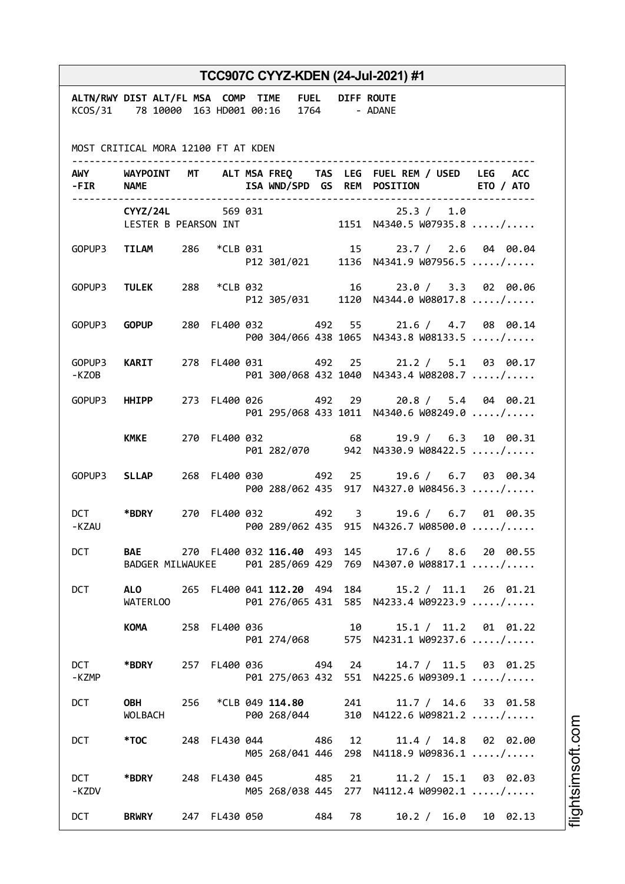# TCC907C CYYZ-KDEN (24-Jul-2021) #1

```
ALTN/RWY DIST ALT/FL MSA  COMP  TIME   FUEL   DIFF ROUTE
KCOS/31    78 10000  163 HD001 00:16   1764      - ADANE


MOST CRITICAL MORA 12100 FT AT KDEN

-----------------------------------------------------------------------------
AWY     WAYPOINT  MT    ALT MSA FREQ    TAS  LEG  FUEL REM / USED   LEG  ACC
-FIR    NAME                ISA WND/SPD  GS  REM  POSITION          ETO / ATO
-----------------------------------------------------------------------------
        CYYZ/24L       569 031                          25.3 /  1.0
        LESTER B PEARSON INT                 1151  N4340.5 W07935.8 ...../.....

GOPUP3  TILAM    286   *CLB 031               15      23.7 /  2.6  04 00.04
                            P12 301/021      1136  N4341.9 W07956.5 ...../.....

GOPUP3  TULEK    288   *CLB 032               16      23.0 /  3.3  02 00.06
                            P12 305/031      1120  N4344.0 W08017.8 ...../.....

GOPUP3  GOPUP    280  FL400 032         492   55      21.6 /  4.7  08 00.14
                            P00 304/066 438 1065  N4343.8 W08133.5 ...../.....

GOPUP3  KARIT    278  FL400 031         492   25      21.2 /  5.1  03 00.17
-KZOB                       P01 300/068 432 1040  N4343.4 W08208.7 ...../.....

GOPUP3  HHIPP    273  FL400 026         492   29      20.8 /  5.4  04 00.21
                            P01 295/068 433 1011  N4340.6 W08249.0 ...../.....

        KMKE     270  FL400 032               68      19.9 /  6.3  10 00.31
                            P01 282/070      942  N4330.9 W08422.5 ...../.....

GOPUP3  SLLAP    268  FL400 030         492   25      19.6 /  6.7  03 00.34
                            P00 288/062 435  917  N4327.0 W08456.3 ...../.....

DCT     *BDRY    270  FL400 032         492    3      19.6 /  6.7  01 00.35
-KZAU                       P00 289/062 435  915  N4326.7 W08500.0 ...../.....

DCT     BAE      270  FL400 032 116.40  493  145      17.6 /  8.6  20 00.55
        BADGER MILWAUKEE    P01 285/069 429  769  N4307.0 W08817.1 ...../.....

DCT     ALO      265  FL400 041 112.20  494  184      15.2 / 11.1  26 01.21
        WATERLOO            P01 276/065 431  585  N4233.4 W09223.9 ...../.....

        KOMA     258  FL400 036               10      15.1 / 11.2  01 01.22
                            P01 274/068      575  N4231.1 W09237.6 ...../.....

DCT     *BDRY    257  FL400 036         494   24      14.7 / 11.5  03 01.25
-KZMP                       P01 275/063 432  551  N4225.6 W09309.1 ...../.....

DCT     OBH      256   *CLB 049 114.80       241      11.7 / 14.6  33 01.58
        WOLBACH             P00 268/044      310  N4122.6 W09821.2 ...../.....

DCT     *TOC     248  FL430 044         486   12      11.4 / 14.8  02 02.00
                            M05 268/041 446  298  N4118.9 W09836.1 ...../.....

DCT     *BDRY    248  FL430 045         485   21      11.2 / 15.1  03 02.03
-KZDV                       M05 268/038 445  277  N4112.4 W09902.1 ...../.....

DCT     BRWRY    247  FL430 050         484   78      10.2 / 16.0  10 02.13
```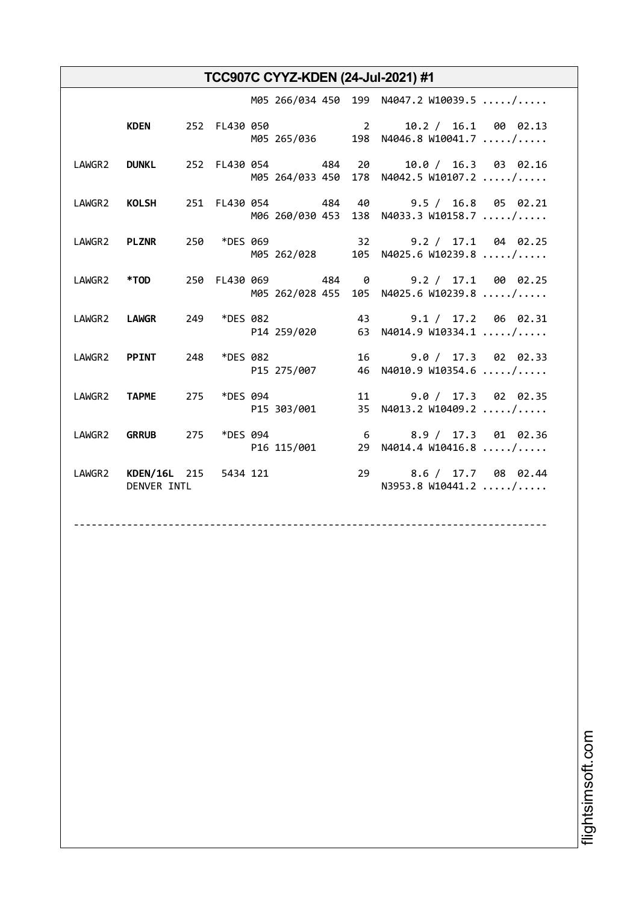# TCC907C CYYZ-KDEN (24-Jul-2021) #1

```
                            M05 266/034 450  199  N4047.2 W10039.5 ...../.....

        KDEN      252  FL430 050              2      10.2 /  16.1  00  02.13
                            M05 265/036      198  N4046.8 W10041.7 ...../.....

LAWGR2  DUNKL     252  FL430 054        484   20     10.0 /  16.3  03  02.16
                            M05 264/033 450  178  N4042.5 W10107.2 ...../.....

LAWGR2  KOLSH     251  FL430 054        484   40      9.5 /  16.8  05  02.21
                            M06 260/030 453  138  N4033.3 W10158.7 ...../.....

LAWGR2  PLZNR     250   *DES 069              32      9.2 /  17.1  04  02.25
                            M05 262/028      105  N4025.6 W10239.8 ...../.....

LAWGR2  *TOD      250  FL430 069        484    0      9.2 /  17.1  00  02.25
                            M05 262/028 455  105  N4025.6 W10239.8 ...../.....

LAWGR2  LAWGR     249   *DES 082              43      9.1 /  17.2  06  02.31
                            P14 259/020       63  N4014.9 W10334.1 ...../.....

LAWGR2  PPINT     248   *DES 082              16      9.0 /  17.3  02  02.33
                            P15 275/007       46  N4010.9 W10354.6 ...../.....

LAWGR2  TAPME     275   *DES 094              11      9.0 /  17.3  02  02.35
                            P15 303/001       35  N4013.2 W10409.2 ...../.....

LAWGR2  GRRUB     275   *DES 094               6      8.9 /  17.3  01  02.36
                            P16 115/001       29  N4014.4 W10416.8 ...../.....

LAWGR2  KDEN/16L  215   5434 121              29      8.6 /  17.7  08  02.44
        DENVER INTL                               N3953.8 W10441.2 ...../.....

--------------------------------------------------------------------------------
```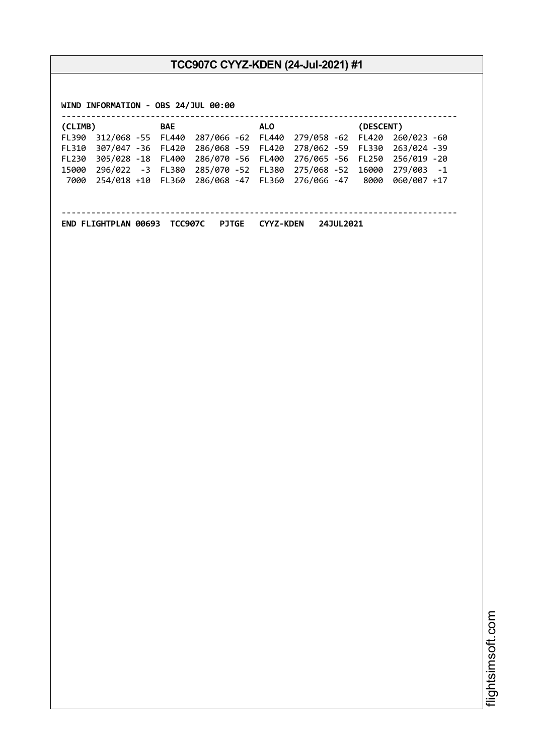## TCC907C CYYZ-KDEN (24-Jul-2021) #1

```
WIND INFORMATION - OBS 24/JUL 00:00
-------------------------------------------------------------------------------
(CLIMB)            BAE                  ALO                  (DESCENT)
FL390  312/068 -55  FL440  287/066 -62  FL440  279/058 -62  FL420  260/023 -60
FL310  307/047 -36  FL420  286/068 -59  FL420  278/062 -59  FL330  263/024 -39
FL230  305/028 -18  FL400  286/070 -56  FL400  276/065 -56  FL250  256/019 -20
15000  296/022  -3  FL380  285/070 -52  FL380  275/068 -52  16000  279/003  -1
 7000  254/018 +10  FL360  286/068 -47  FL360  276/066 -47   8000  060/007 +17


-------------------------------------------------------------------------------
END FLIGHTPLAN 00693  TCC907C   PJTGE   CYYZ-KDEN   24JUL2021
```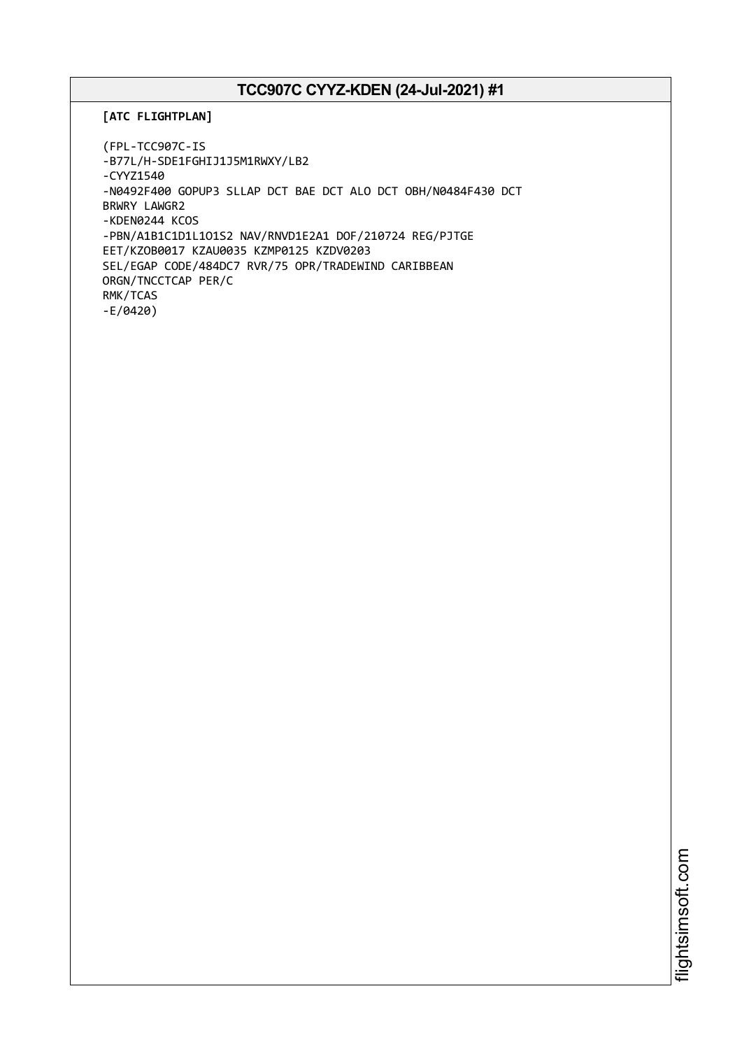# TCC907C CYYZ-KDEN (24-Jul-2021) #1

**[ATC FLIGHTPLAN]**

```
(FPL-TCC907C-IS
-B77L/H-SDE1FGHIJ1J5M1RWXY/LB2
-CYYZ1540
-N0492F400 GOPUP3 SLLAP DCT BAE DCT ALO DCT OBH/N0484F430 DCT
BRWRY LAWGR2
-KDEN0244 KCOS
-PBN/A1B1C1D1L1O1S2 NAV/RNVD1E2A1 DOF/210724 REG/PJTGE
EET/KZOB0017 KZAU0035 KZMP0125 KZDV0203
SEL/EGAP CODE/484DC7 RVR/75 OPR/TRADEWIND CARIBBEAN
ORGN/TNCCTCAP PER/C
RMK/TCAS
-E/0420)
```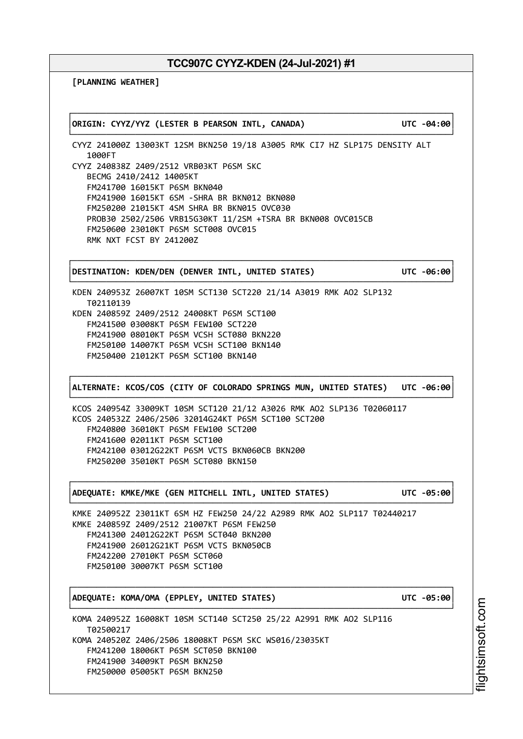**[PLANNING WEATHER]**

**ORIGIN: CYYZ/YYZ (LESTER B PEARSON INTL, CANADA) UTC -04:00**

```
CYYZ 241000Z 13003KT 12SM BKN250 19/18 A3005 RMK CI7 HZ SLP175 DENSITY ALT
   1000FT
CYYZ 240838Z 2409/2512 VRB03KT P6SM SKC
   BECMG 2410/2412 14005KT
   FM241700 16015KT P6SM BKN040
   FM241900 16015KT 6SM -SHRA BR BKN012 BKN080
   FM250200 21015KT 4SM SHRA BR BKN015 OVC030
   PROB30 2502/2506 VRB15G30KT 11/2SM +TSRA BR BKN008 OVC015CB
   FM250600 23010KT P6SM SCT008 OVC015
   RMK NXT FCST BY 241200Z
```

**DESTINATION: KDEN/DEN (DENVER INTL, UNITED STATES) UTC -06:00**

```
KDEN 240953Z 26007KT 10SM SCT130 SCT220 21/14 A3019 RMK AO2 SLP132
   T02110139
KDEN 240859Z 2409/2512 24008KT P6SM SCT100
   FM241500 03008KT P6SM FEW100 SCT220
   FM241900 08010KT P6SM VCSH SCT080 BKN220
   FM250100 14007KT P6SM VCSH SCT100 BKN140
   FM250400 21012KT P6SM SCT100 BKN140
```

**ALTERNATE: KCOS/COS (CITY OF COLORADO SPRINGS MUN, UNITED STATES) UTC -06:00**

```
KCOS 240954Z 33009KT 10SM SCT120 21/12 A3026 RMK AO2 SLP136 T02060117
KCOS 240532Z 2406/2506 32014G24KT P6SM SCT100 SCT200
   FM240800 36010KT P6SM FEW100 SCT200
   FM241600 02011KT P6SM SCT100
   FM242100 03012G22KT P6SM VCTS BKN060CB BKN200
   FM250200 35010KT P6SM SCT080 BKN150
```

**ADEQUATE: KMKE/MKE (GEN MITCHELL INTL, UNITED STATES) UTC -05:00**

```
KMKE 240952Z 23011KT 6SM HZ FEW250 24/22 A2989 RMK AO2 SLP117 T02440217
KMKE 240859Z 2409/2512 21007KT P6SM FEW250
   FM241300 24012G22KT P6SM SCT040 BKN200
   FM241900 26012G21KT P6SM VCTS BKN050CB
   FM242200 27010KT P6SM SCT060
   FM250100 30007KT P6SM SCT100
```

**ADEQUATE: KOMA/OMA (EPPLEY, UNITED STATES) UTC -05:00**

```
KOMA 240952Z 16008KT 10SM SCT140 SCT250 25/22 A2991 RMK AO2 SLP116
   T02500217
KOMA 240520Z 2406/2506 18008KT P6SM SKC WS016/23035KT
   FM241200 18006KT P6SM SCT050 BKN100
   FM241900 34009KT P6SM BKN250
   FM250000 05005KT P6SM BKN250
```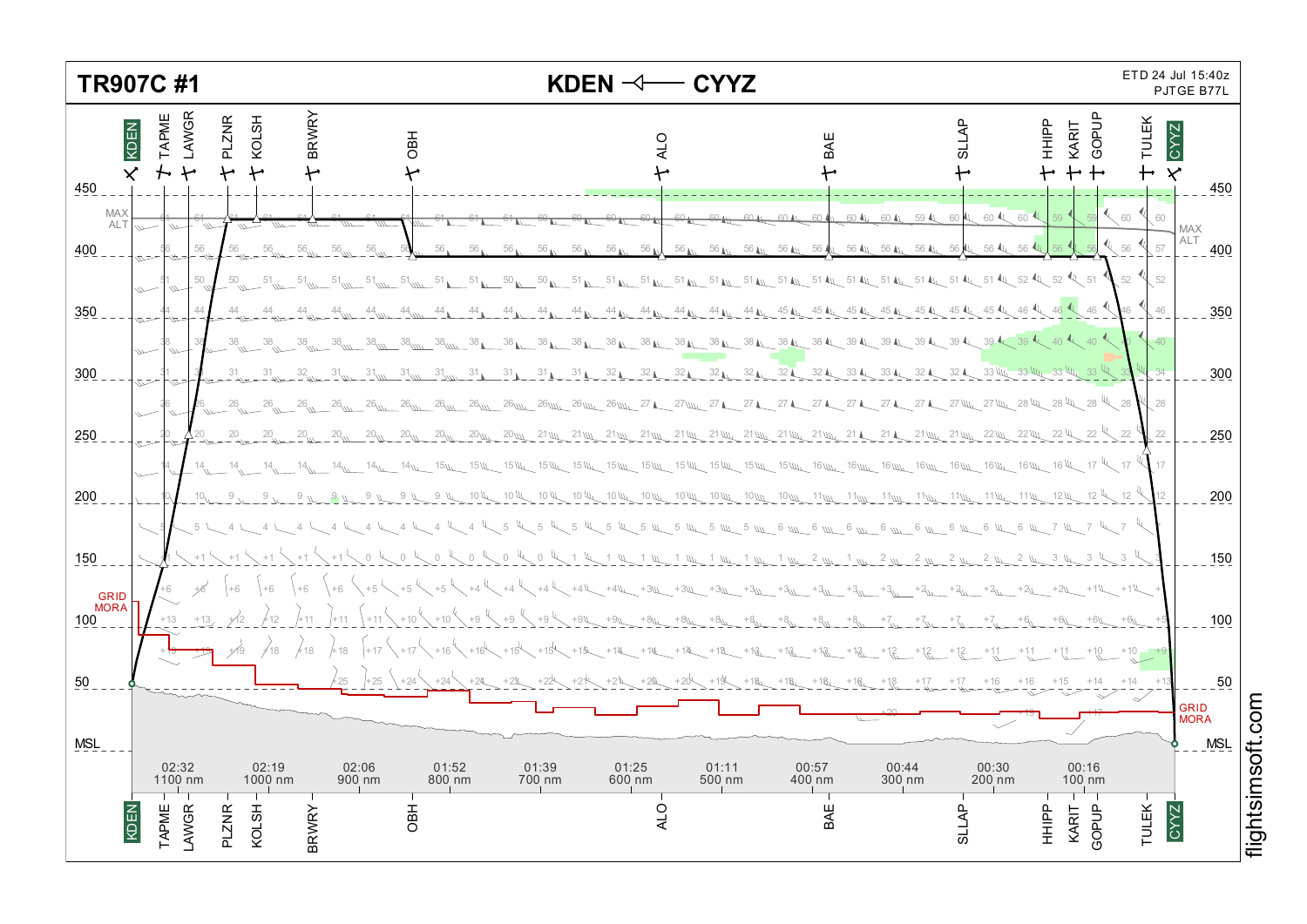# TR907C #1

**KDEN ◁—— CYYZ**

ETD 24 Jul 15:40z
PJTGE B77L

Waypoints: KDEN, TAPME, LAWGR, PLZNR, KOLSH, BRWRY, OBH, ALO, BAE, SLLAP, HHIPP, KARIT, GOPUP, TULEK, CYYZ

Altitude scale (FL): 450, 400, 350, 300, 250, 200, 150, 100, 50, MSL

MAX ALT

GRID MORA

| Time | Distance |
|---|---|
| 02:32 | 1100 nm |
| 02:19 | 1000 nm |
| 02:06 | 900 nm |
| 01:52 | 800 nm |
| 01:39 | 700 nm |
| 01:25 | 600 nm |
| 01:11 | 500 nm |
| 00:57 | 400 nm |
| 00:44 | 300 nm |
| 00:30 | 200 nm |
| 00:16 | 100 nm |

flightsimsoft.com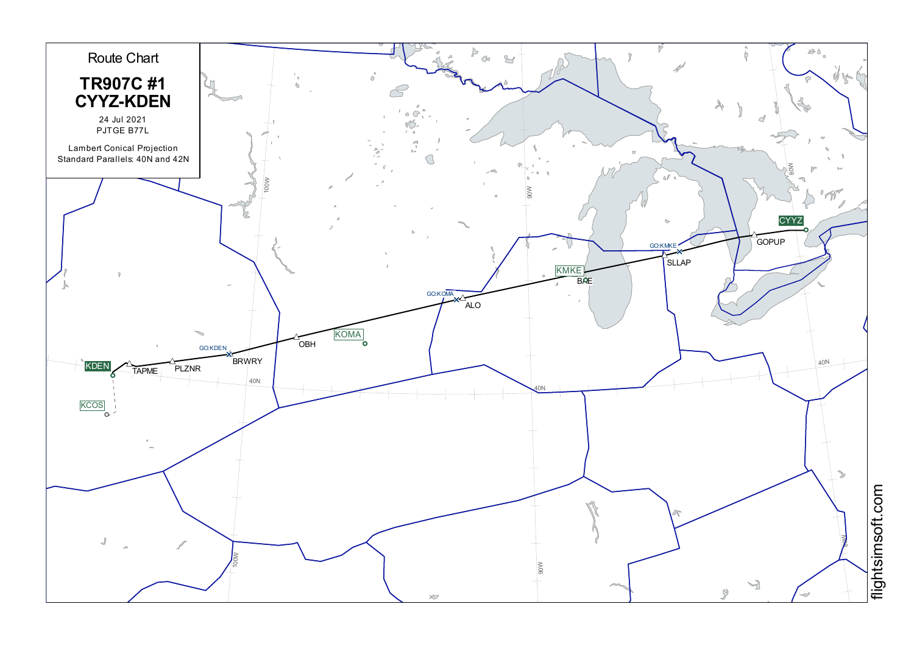# Route Chart

## TR907C #1
## CYYZ-KDEN

24 Jul 2021

PJTGE B77L

Lambert Conical Projection
Standard Parallels: 40N and 42N

CYYZ

GOPUP

GO:KMKE

SLLAP

KMKE

BAE

GO:KOMA

ALO

KOMA

OBH

GO:KDEN

BRWRY

PLZNR

TAPME

KDEN

KCOS

100W

90W

80W

40N

flightsimsoft.com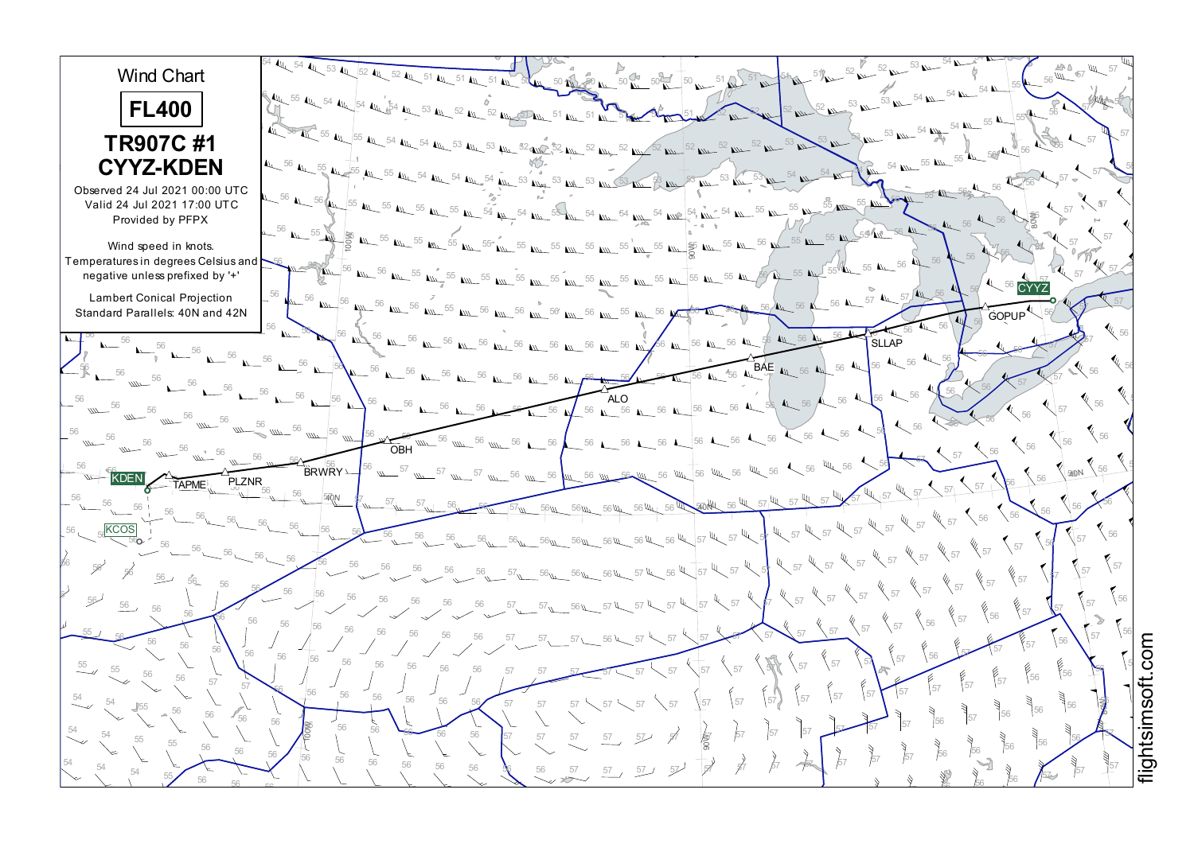# Wind Chart

**FL400**

## TR907C #1
## CYYZ-KDEN

Observed 24 Jul 2021 00:00 UTC
Valid 24 Jul 2021 17:00 UTC
Provided by PFPX

Wind speed in knots.
Temperatures in degrees Celsius and negative unless prefixed by '+'

Lambert Conical Projection
Standard Parallels: 40N and 42N

CYYZ – GOPUP – SLLAP – BAE – ALO – OBH – BRWRY – PLZNR – TAPME – KDEN

KCOS

flightsimsoft.com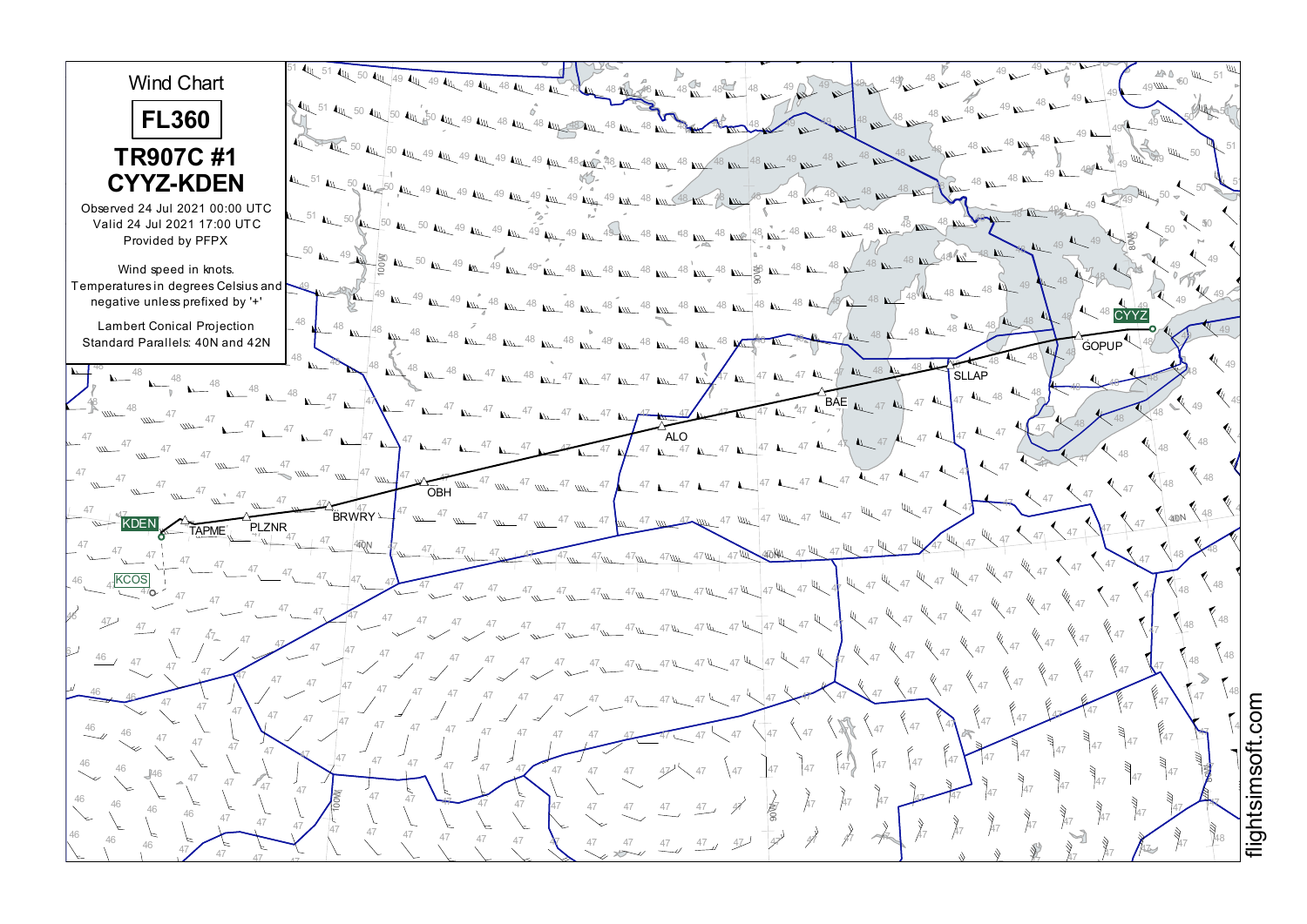# Wind Chart

**FL360**

## TR907C #1
## CYYZ-KDEN

Observed 24 Jul 2021 00:00 UTC
Valid 24 Jul 2021 17:00 UTC
Provided by PFPX

Wind speed in knots.
Temperatures in degrees Celsius and negative unless prefixed by '+'

Lambert Conical Projection
Standard Parallels: 40N and 42N

CYYZ GOPUP SLLAP BAE ALO OBH BRWRY PLZNR TAPME KDEN KCOS

flightsimsoft.com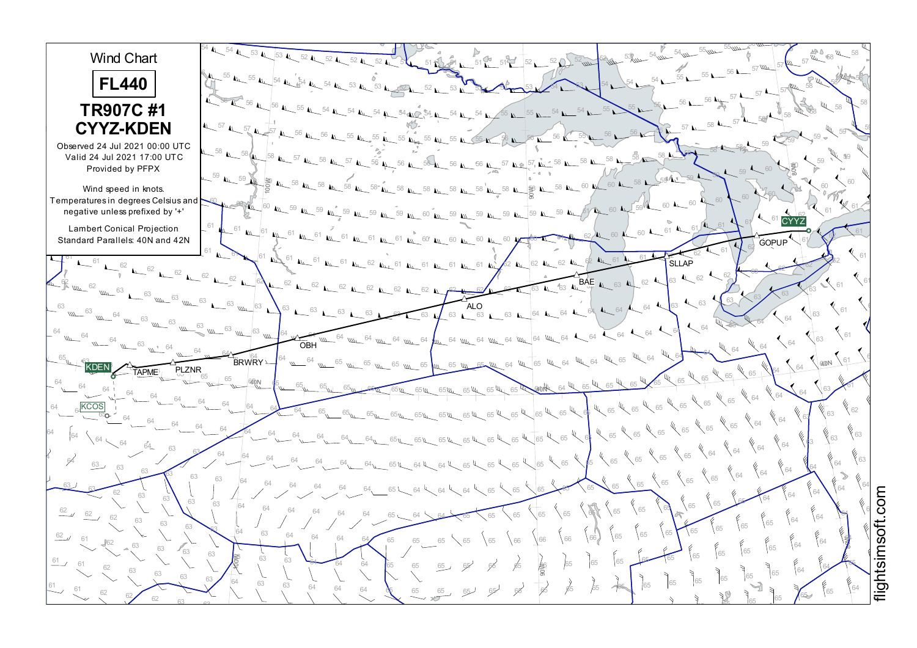# Wind Chart

## FL440

### TR907C #1
### CYYZ-KDEN

Observed 24 Jul 2021 00:00 UTC
Valid 24 Jul 2021 17:00 UTC
Provided by PFPX

Wind speed in knots.
Temperatures in degrees Celsius and negative unless prefixed by '+'

Lambert Conical Projection
Standard Parallels: 40N and 42N

CYYZ · GOPUP · SLLAP · BAE · ALO · OBH · BRWRY · PLZNR · TAPME · KDEN · KCOS

flightsimsoft.com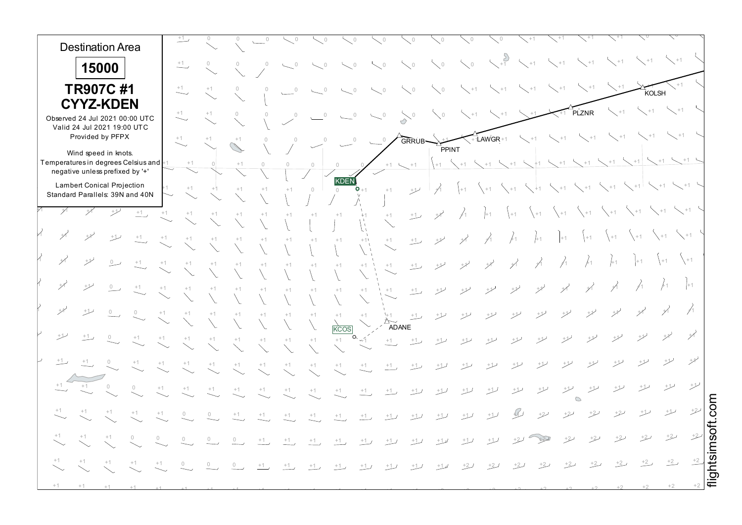Destination Area

**15000**

**TR907C #1**
**CYYZ-KDEN**

Observed 24 Jul 2021 00:00 UTC
Valid 24 Jul 2021 19:00 UTC
Provided by PFPX

Wind speed in knots.
Temperatures in degrees Celsius and negative unless prefixed by '+'

Lambert Conical Projection
Standard Parallels: 39N and 40N

KOLSH
PLZNR
LAWGR
PPINT
GRRUB
KDEN
ADANE
KCOS

flightsimsoft.com